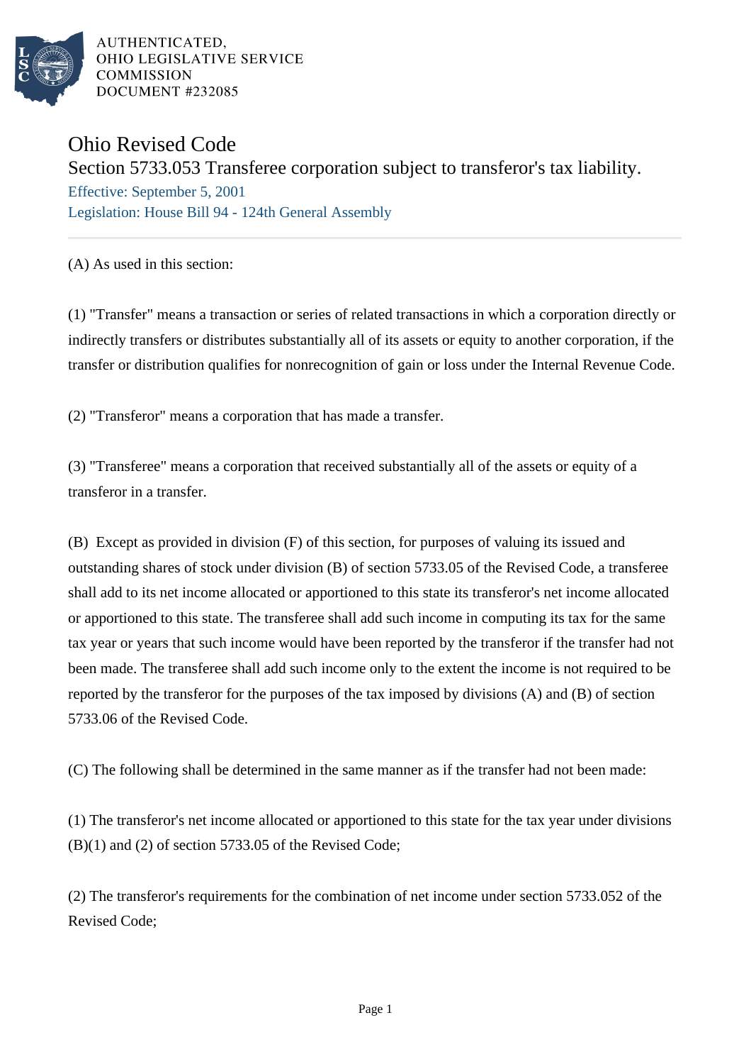AUTHENTICATED,
OHIO LEGISLATIVE SERVICE
COMMISSION
DOCUMENT #232085

# Ohio Revised Code

## Section 5733.053 Transferee corporation subject to transferor's tax liability.

Effective: September 5, 2001

Legislation: House Bill 94 - 124th General Assembly

(A) As used in this section:

(1) "Transfer" means a transaction or series of related transactions in which a corporation directly or indirectly transfers or distributes substantially all of its assets or equity to another corporation, if the transfer or distribution qualifies for nonrecognition of gain or loss under the Internal Revenue Code.

(2) "Transferor" means a corporation that has made a transfer.

(3) "Transferee" means a corporation that received substantially all of the assets or equity of a transferor in a transfer.

(B) Except as provided in division (F) of this section, for purposes of valuing its issued and outstanding shares of stock under division (B) of section 5733.05 of the Revised Code, a transferee shall add to its net income allocated or apportioned to this state its transferor's net income allocated or apportioned to this state. The transferee shall add such income in computing its tax for the same tax year or years that such income would have been reported by the transferor if the transfer had not been made. The transferee shall add such income only to the extent the income is not required to be reported by the transferor for the purposes of the tax imposed by divisions (A) and (B) of section 5733.06 of the Revised Code.

(C) The following shall be determined in the same manner as if the transfer had not been made:

(1) The transferor's net income allocated or apportioned to this state for the tax year under divisions (B)(1) and (2) of section 5733.05 of the Revised Code;

(2) The transferor's requirements for the combination of net income under section 5733.052 of the Revised Code;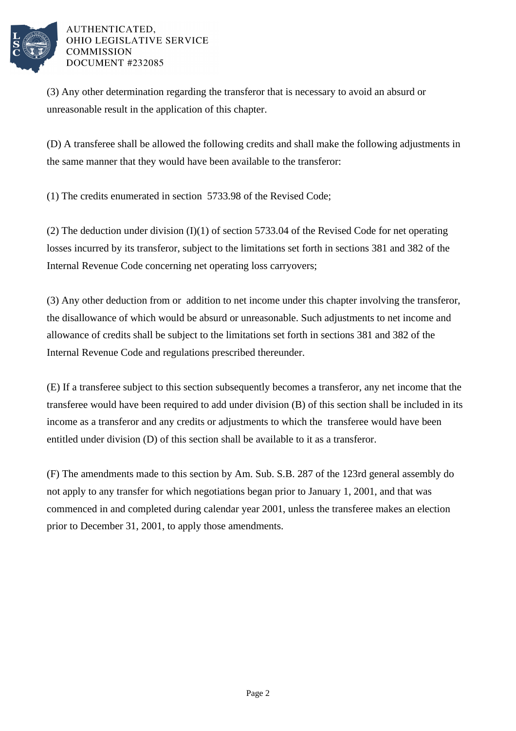(3) Any other determination regarding the transferor that is necessary to avoid an absurd or unreasonable result in the application of this chapter.

(D) A transferee shall be allowed the following credits and shall make the following adjustments in the same manner that they would have been available to the transferor:

(1) The credits enumerated in section 5733.98 of the Revised Code;

(2) The deduction under division (I)(1) of section 5733.04 of the Revised Code for net operating losses incurred by its transferor, subject to the limitations set forth in sections 381 and 382 of the Internal Revenue Code concerning net operating loss carryovers;

(3) Any other deduction from or addition to net income under this chapter involving the transferor, the disallowance of which would be absurd or unreasonable. Such adjustments to net income and allowance of credits shall be subject to the limitations set forth in sections 381 and 382 of the Internal Revenue Code and regulations prescribed thereunder.

(E) If a transferee subject to this section subsequently becomes a transferor, any net income that the transferee would have been required to add under division (B) of this section shall be included in its income as a transferor and any credits or adjustments to which the transferee would have been entitled under division (D) of this section shall be available to it as a transferor.

(F) The amendments made to this section by Am. Sub. S.B. 287 of the 123rd general assembly do not apply to any transfer for which negotiations began prior to January 1, 2001, and that was commenced in and completed during calendar year 2001, unless the transferee makes an election prior to December 31, 2001, to apply those amendments.